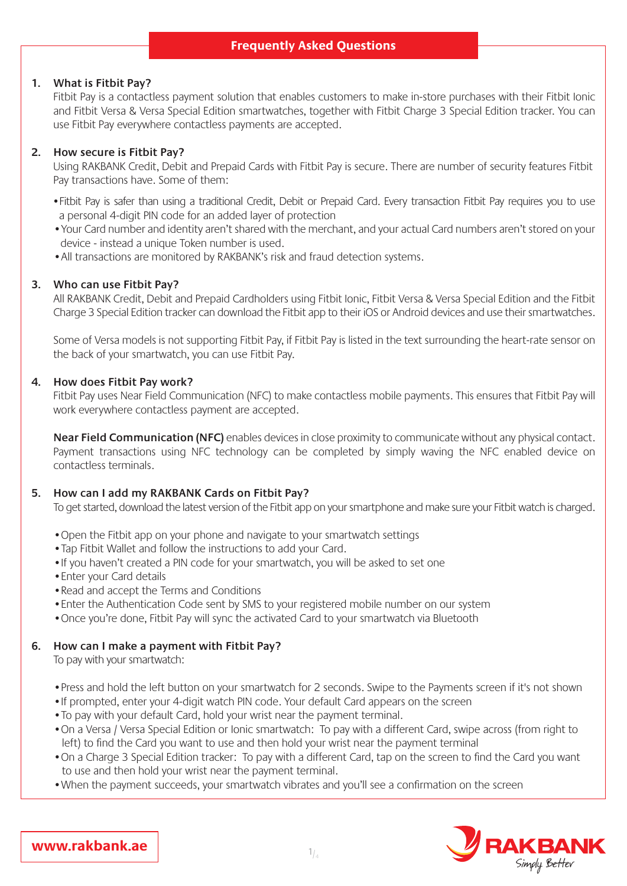# Frequently Asked Questions

## 1. What is Fitbit Pay?

Fitbit Pay is a contactless payment solution that enables customers to make in-store purchases with their Fitbit Ionic and Fitbit Versa & Versa Special Edition smartwatches, together with Fitbit Charge 3 Special Edition tracker. You can use Fitbit Pay everywhere contactless payments are accepted.

## 2. How secure is Fitbit Pay?

Using RAKBANK Credit, Debit and Prepaid Cards with Fitbit Pay is secure. There are number of security features Fitbit Pay transactions have. Some of them:

- Fitbit Pay is safer than using a traditional Credit, Debit or Prepaid Card. Every transaction Fitbit Pay requires you to use a personal 4-digit PIN code for an added layer of protection
- Your Card number and identity aren't shared with the merchant, and your actual Card numbers aren't stored on your device - instead a unique Token number is used.
- All transactions are monitored by RAKBANK's risk and fraud detection systems.

## 3. Who can use Fitbit Pay?

All RAKBANK Credit, Debit and Prepaid Cardholders using Fitbit Ionic, Fitbit Versa & Versa Special Edition and the Fitbit Charge 3 Special Edition tracker can download the Fitbit app to their iOS or Android devices and use their smartwatches.

Some of Versa models is not supporting Fitbit Pay, if Fitbit Pay is listed in the text surrounding the heart-rate sensor on the back of your smartwatch, you can use Fitbit Pay.

## 4. How does Fitbit Pay work?

Fitbit Pay uses Near Field Communication (NFC) to make contactless mobile payments. This ensures that Fitbit Pay will work everywhere contactless payment are accepted.

**Near Field Communication (NFC)** enables devices in close proximity to communicate without any physical contact. Payment transactions using NFC technology can be completed by simply waving the NFC enabled device on contactless terminals.

## 5. How can I add my RAKBANK Cards on Fitbit Pay?

To get started, download the latest version of the Fitbit app on your smartphone and make sure your Fitbit watch is charged.

- Open the Fitbit app on your phone and navigate to your smartwatch settings
- Tap Fitbit Wallet and follow the instructions to add your Card.
- If you haven't created a PIN code for your smartwatch, you will be asked to set one
- Enter your Card details
- Read and accept the Terms and Conditions
- Enter the Authentication Code sent by SMS to your registered mobile number on our system
- Once you're done, Fitbit Pay will sync the activated Card to your smartwatch via Bluetooth

## 6. How can I make a payment with Fitbit Pay?

To pay with your smartwatch:

- Press and hold the left button on your smartwatch for 2 seconds. Swipe to the Payments screen if it's not shown
- If prompted, enter your 4-digit watch PIN code. Your default Card appears on the screen
- To pay with your default Card, hold your wrist near the payment terminal.
- On a Versa / Versa Special Edition or Ionic smartwatch: To pay with a different Card, swipe across (from right to left) to find the Card you want to use and then hold your wrist near the payment terminal
- On a Charge 3 Special Edition tracker: To pay with a different Card, tap on the screen to find the Card you want to use and then hold your wrist near the payment terminal.
- When the payment succeeds, your smartwatch vibrates and you'll see a confirmation on the screen

www.rakbank.ae

RAKBANK Simply Better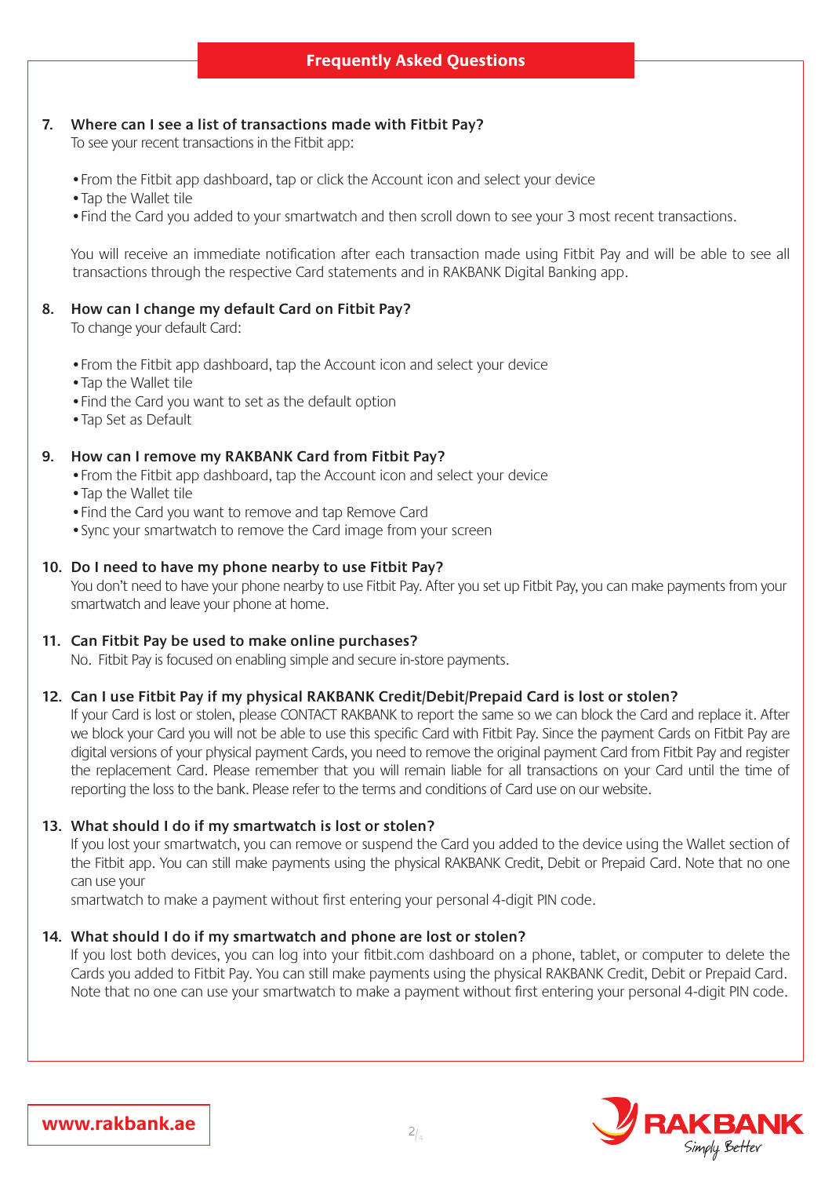## Frequently Asked Questions

**7. Where can I see a list of transactions made with Fitbit Pay?**

To see your recent transactions in the Fitbit app:

- From the Fitbit app dashboard, tap or click the Account icon and select your device
- Tap the Wallet tile
- Find the Card you added to your smartwatch and then scroll down to see your 3 most recent transactions.

You will receive an immediate notification after each transaction made using Fitbit Pay and will be able to see all transactions through the respective Card statements and in RAKBANK Digital Banking app.

**8. How can I change my default Card on Fitbit Pay?**

To change your default Card:

- From the Fitbit app dashboard, tap the Account icon and select your device
- Tap the Wallet tile
- Find the Card you want to set as the default option
- Tap Set as Default

**9. How can I remove my RAKBANK Card from Fitbit Pay?**

- From the Fitbit app dashboard, tap the Account icon and select your device
- Tap the Wallet tile
- Find the Card you want to remove and tap Remove Card
- Sync your smartwatch to remove the Card image from your screen

**10. Do I need to have my phone nearby to use Fitbit Pay?**

You don't need to have your phone nearby to use Fitbit Pay. After you set up Fitbit Pay, you can make payments from your smartwatch and leave your phone at home.

**11. Can Fitbit Pay be used to make online purchases?**

No. Fitbit Pay is focused on enabling simple and secure in-store payments.

**12. Can I use Fitbit Pay if my physical RAKBANK Credit/Debit/Prepaid Card is lost or stolen?**

If your Card is lost or stolen, please CONTACT RAKBANK to report the same so we can block the Card and replace it. After we block your Card you will not be able to use this specific Card with Fitbit Pay. Since the payment Cards on Fitbit Pay are digital versions of your physical payment Cards, you need to remove the original payment Card from Fitbit Pay and register the replacement Card. Please remember that you will remain liable for all transactions on your Card until the time of reporting the loss to the bank. Please refer to the terms and conditions of Card use on our website.

**13. What should I do if my smartwatch is lost or stolen?**

If you lost your smartwatch, you can remove or suspend the Card you added to the device using the Wallet section of the Fitbit app. You can still make payments using the physical RAKBANK Credit, Debit or Prepaid Card. Note that no one can use your smartwatch to make a payment without first entering your personal 4-digit PIN code.

**14. What should I do if my smartwatch and phone are lost or stolen?**

If you lost both devices, you can log into your fitbit.com dashboard on a phone, tablet, or computer to delete the Cards you added to Fitbit Pay. You can still make payments using the physical RAKBANK Credit, Debit or Prepaid Card. Note that no one can use your smartwatch to make a payment without first entering your personal 4-digit PIN code.

www.rakbank.ae

RAKBANK Simply Better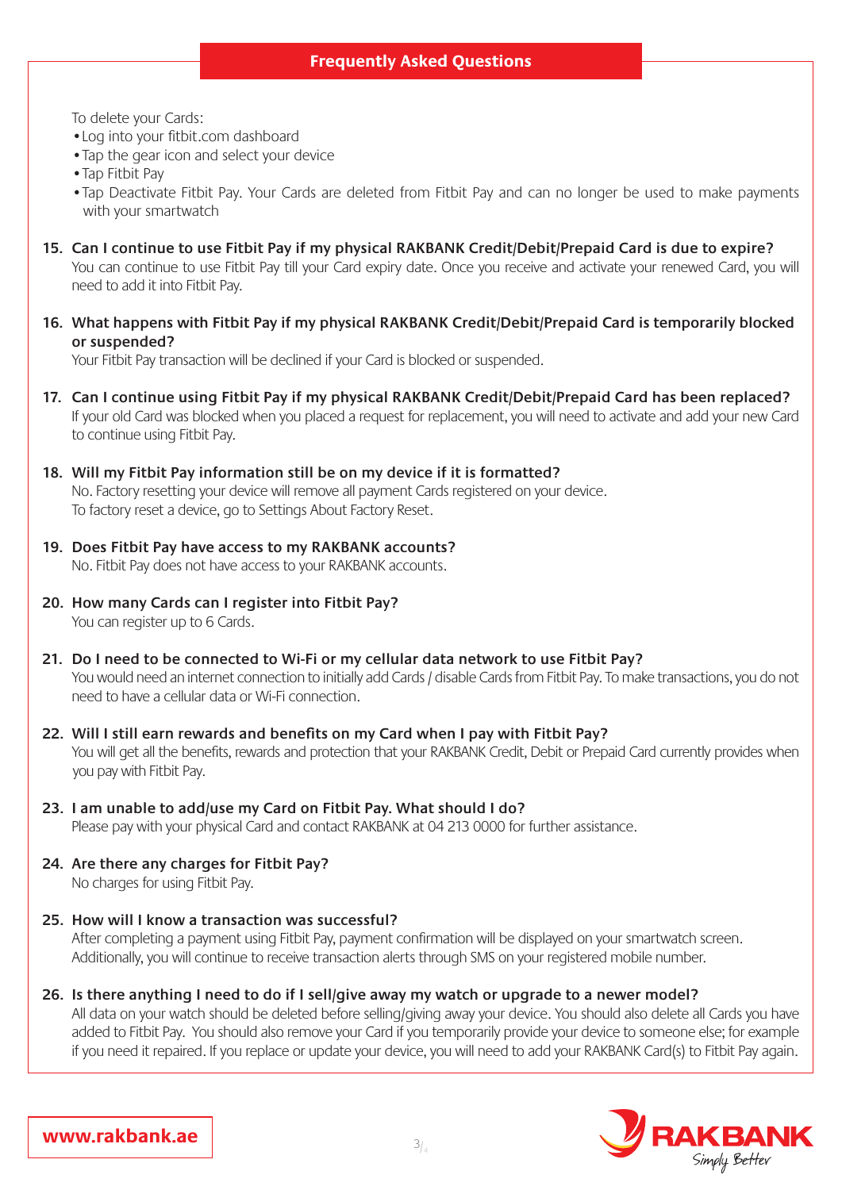## Frequently Asked Questions

To delete your Cards:

- Log into your fitbit.com dashboard
- Tap the gear icon and select your device
- Tap Fitbit Pay
- Tap Deactivate Fitbit Pay. Your Cards are deleted from Fitbit Pay and can no longer be used to make payments with your smartwatch

**15. Can I continue to use Fitbit Pay if my physical RAKBANK Credit/Debit/Prepaid Card is due to expire?**
You can continue to use Fitbit Pay till your Card expiry date. Once you receive and activate your renewed Card, you will need to add it into Fitbit Pay.

**16. What happens with Fitbit Pay if my physical RAKBANK Credit/Debit/Prepaid Card is temporarily blocked or suspended?**
Your Fitbit Pay transaction will be declined if your Card is blocked or suspended.

**17. Can I continue using Fitbit Pay if my physical RAKBANK Credit/Debit/Prepaid Card has been replaced?**
If your old Card was blocked when you placed a request for replacement, you will need to activate and add your new Card to continue using Fitbit Pay.

**18. Will my Fitbit Pay information still be on my device if it is formatted?**
No. Factory resetting your device will remove all payment Cards registered on your device.
To factory reset a device, go to Settings About Factory Reset.

**19. Does Fitbit Pay have access to my RAKBANK accounts?**
No. Fitbit Pay does not have access to your RAKBANK accounts.

**20. How many Cards can I register into Fitbit Pay?**
You can register up to 6 Cards.

**21. Do I need to be connected to Wi-Fi or my cellular data network to use Fitbit Pay?**
You would need an internet connection to initially add Cards / disable Cards from Fitbit Pay. To make transactions, you do not need to have a cellular data or Wi-Fi connection.

**22. Will I still earn rewards and benefits on my Card when I pay with Fitbit Pay?**
You will get all the benefits, rewards and protection that your RAKBANK Credit, Debit or Prepaid Card currently provides when you pay with Fitbit Pay.

**23. I am unable to add/use my Card on Fitbit Pay. What should I do?**
Please pay with your physical Card and contact RAKBANK at 04 213 0000 for further assistance.

**24. Are there any charges for Fitbit Pay?**
No charges for using Fitbit Pay.

**25. How will I know a transaction was successful?**
After completing a payment using Fitbit Pay, payment confirmation will be displayed on your smartwatch screen. Additionally, you will continue to receive transaction alerts through SMS on your registered mobile number.

**26. Is there anything I need to do if I sell/give away my watch or upgrade to a newer model?**
All data on your watch should be deleted before selling/giving away your device. You should also delete all Cards you have added to Fitbit Pay. You should also remove your Card if you temporarily provide your device to someone else; for example if you need it repaired. If you replace or update your device, you will need to add your RAKBANK Card(s) to Fitbit Pay again.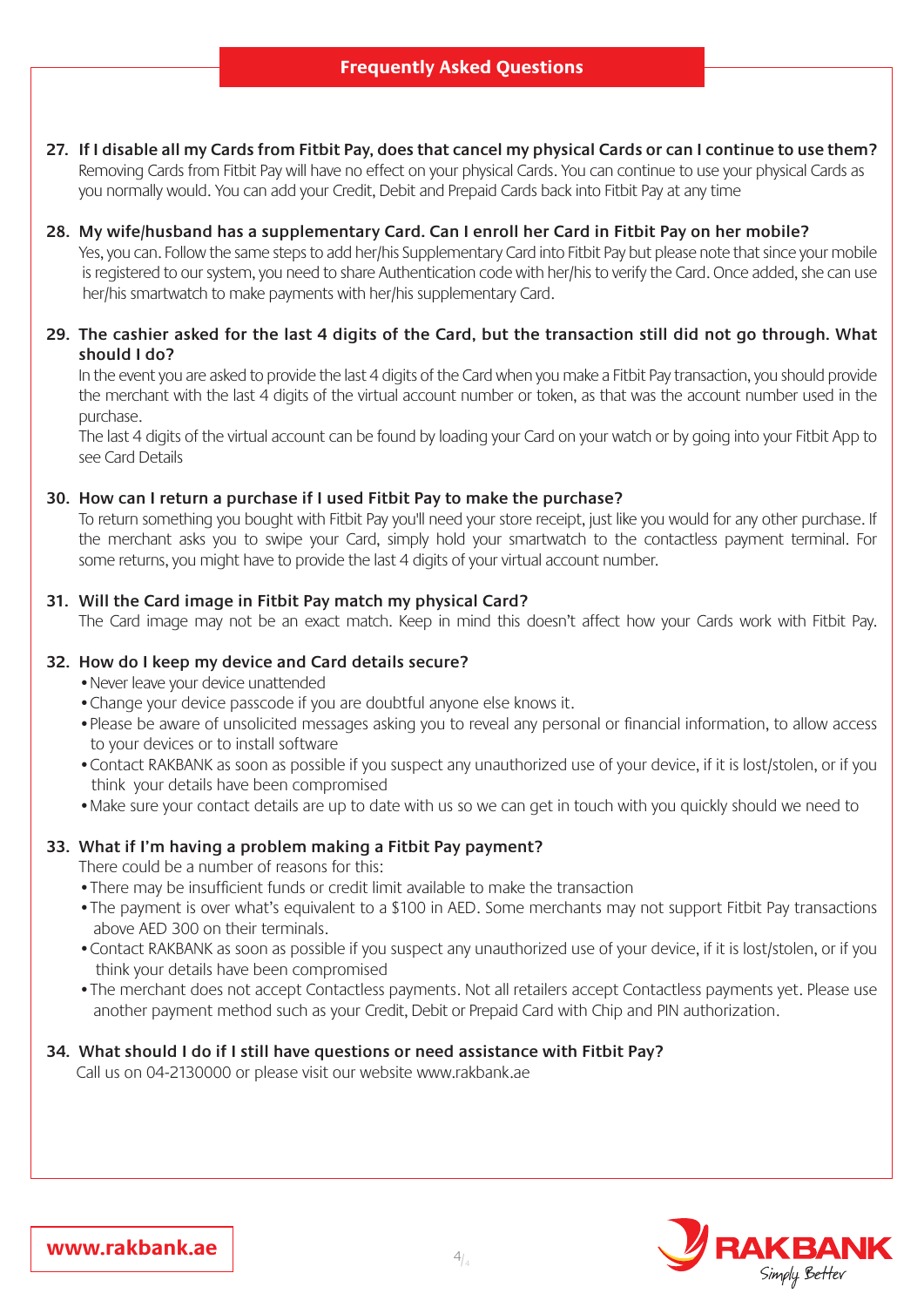## Frequently Asked Questions

**27. If I disable all my Cards from Fitbit Pay, does that cancel my physical Cards or can I continue to use them?**

Removing Cards from Fitbit Pay will have no effect on your physical Cards. You can continue to use your physical Cards as you normally would. You can add your Credit, Debit and Prepaid Cards back into Fitbit Pay at any time

**28. My wife/husband has a supplementary Card. Can I enroll her Card in Fitbit Pay on her mobile?**

Yes, you can. Follow the same steps to add her/his Supplementary Card into Fitbit Pay but please note that since your mobile is registered to our system, you need to share Authentication code with her/his to verify the Card. Once added, she can use her/his smartwatch to make payments with her/his supplementary Card.

**29. The cashier asked for the last 4 digits of the Card, but the transaction still did not go through. What should I do?**

In the event you are asked to provide the last 4 digits of the Card when you make a Fitbit Pay transaction, you should provide the merchant with the last 4 digits of the virtual account number or token, as that was the account number used in the purchase.

The last 4 digits of the virtual account can be found by loading your Card on your watch or by going into your Fitbit App to see Card Details

**30. How can I return a purchase if I used Fitbit Pay to make the purchase?**

To return something you bought with Fitbit Pay you'll need your store receipt, just like you would for any other purchase. If the merchant asks you to swipe your Card, simply hold your smartwatch to the contactless payment terminal. For some returns, you might have to provide the last 4 digits of your virtual account number.

**31. Will the Card image in Fitbit Pay match my physical Card?**

The Card image may not be an exact match. Keep in mind this doesn't affect how your Cards work with Fitbit Pay.

**32. How do I keep my device and Card details secure?**

- Never leave your device unattended
- Change your device passcode if you are doubtful anyone else knows it.
- Please be aware of unsolicited messages asking you to reveal any personal or financial information, to allow access to your devices or to install software
- Contact RAKBANK as soon as possible if you suspect any unauthorized use of your device, if it is lost/stolen, or if you think your details have been compromised
- Make sure your contact details are up to date with us so we can get in touch with you quickly should we need to

**33. What if I'm having a problem making a Fitbit Pay payment?**

There could be a number of reasons for this:

- There may be insufficient funds or credit limit available to make the transaction
- The payment is over what's equivalent to a $100 in AED. Some merchants may not support Fitbit Pay transactions above AED 300 on their terminals.
- Contact RAKBANK as soon as possible if you suspect any unauthorized use of your device, if it is lost/stolen, or if you think your details have been compromised
- The merchant does not accept Contactless payments. Not all retailers accept Contactless payments yet. Please use another payment method such as your Credit, Debit or Prepaid Card with Chip and PIN authorization.

**34. What should I do if I still have questions or need assistance with Fitbit Pay?**

Call us on 04-2130000 or please visit our website www.rakbank.ae

www.rakbank.ae

RAKBANK Simply Better